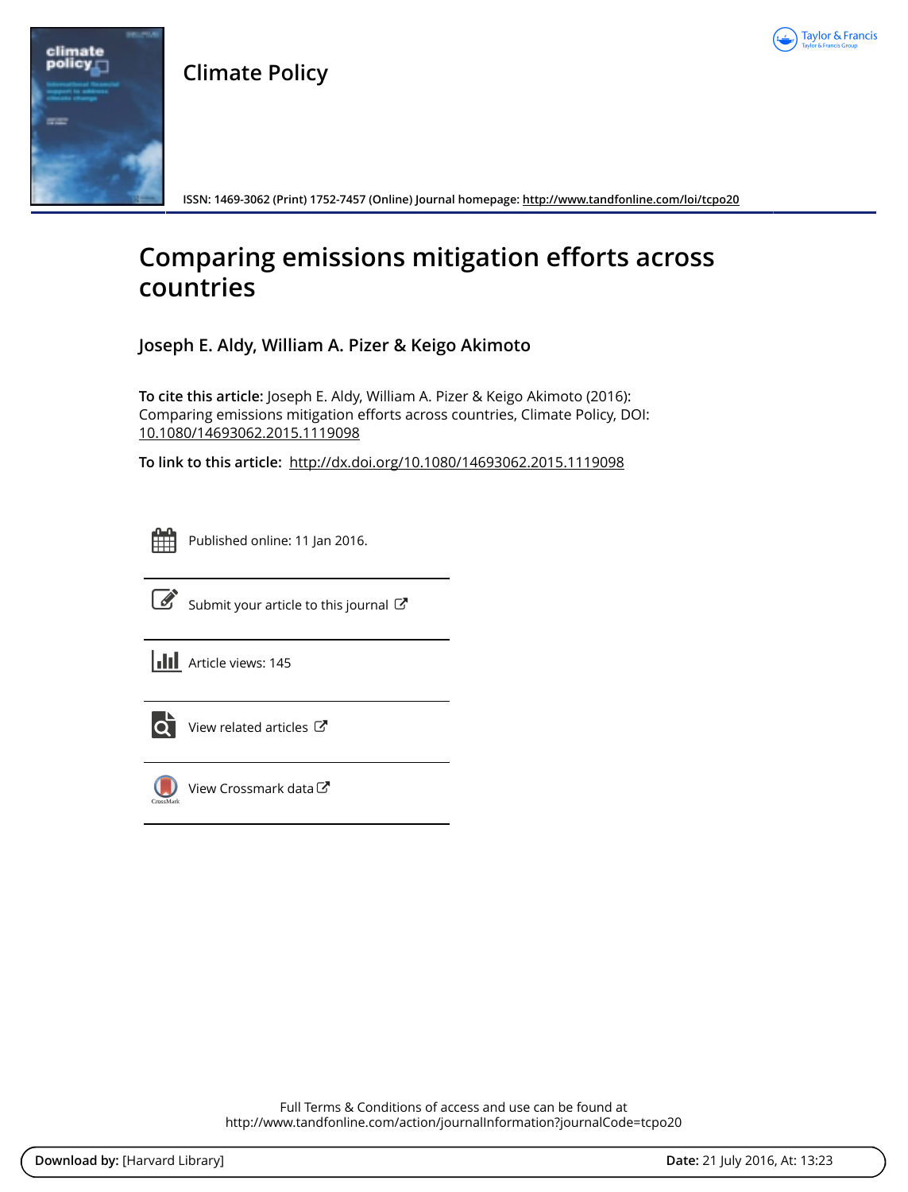# Climate Policy

ISSN: 1469-3062 (Print) 1752-7457 (Online) Journal homepage: http://www.tandfonline.com/loi/tcpo20

# Comparing emissions mitigation efforts across countries

## Joseph E. Aldy, William A. Pizer & Keigo Akimoto

**To cite this article:** Joseph E. Aldy, William A. Pizer & Keigo Akimoto (2016): Comparing emissions mitigation efforts across countries, Climate Policy, DOI: 10.1080/14693062.2015.1119098

**To link to this article:** http://dx.doi.org/10.1080/14693062.2015.1119098

Published online: 11 Jan 2016.

Submit your article to this journal

Article views: 145

View related articles

View Crossmark data

Full Terms & Conditions of access and use can be found at http://www.tandfonline.com/action/journalInformation?journalCode=tcpo20

**Download by:** [Harvard Library] **Date:** 21 July 2016, At: 13:23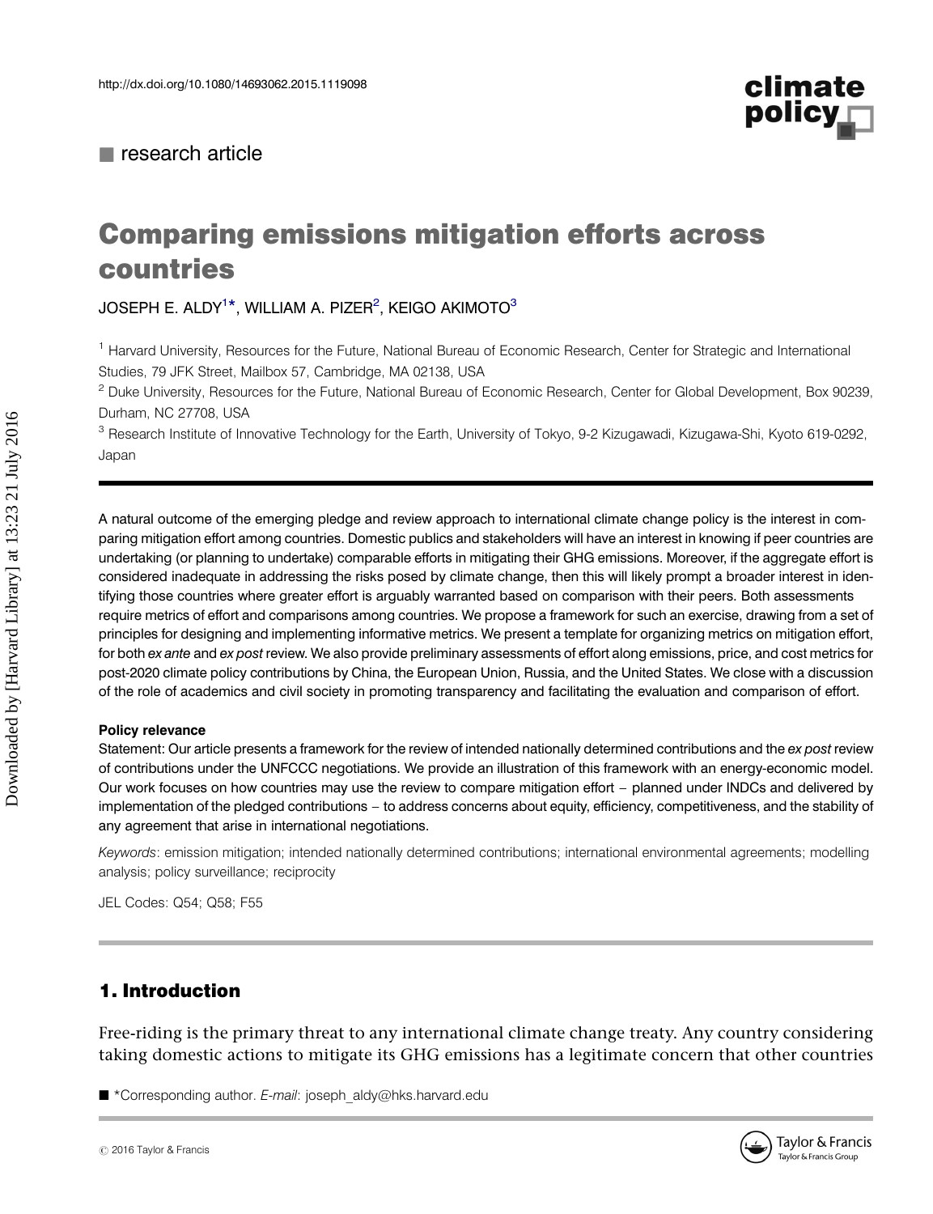research article

# Comparing emissions mitigation efforts across countries

JOSEPH E. ALDY[1*], WILLIAM A. PIZER[2], KEIGO AKIMOTO[3]

[1] Harvard University, Resources for the Future, National Bureau of Economic Research, Center for Strategic and International Studies, 79 JFK Street, Mailbox 57, Cambridge, MA 02138, USA

[2] Duke University, Resources for the Future, National Bureau of Economic Research, Center for Global Development, Box 90239, Durham, NC 27708, USA

[3] Research Institute of Innovative Technology for the Earth, University of Tokyo, 9-2 Kizugawadai, Kizugawa-Shi, Kyoto 619-0292, Japan

A natural outcome of the emerging pledge and review approach to international climate change policy is the interest in comparing mitigation effort among countries. Domestic publics and stakeholders will have an interest in knowing if peer countries are undertaking (or planning to undertake) comparable efforts in mitigating their GHG emissions. Moreover, if the aggregate effort is considered inadequate in addressing the risks posed by climate change, then this will likely prompt a broader interest in identifying those countries where greater effort is arguably warranted based on comparison with their peers. Both assessments require metrics of effort and comparisons among countries. We propose a framework for such an exercise, drawing from a set of principles for designing and implementing informative metrics. We present a template for organizing metrics on mitigation effort, for both *ex ante* and *ex post* review. We also provide preliminary assessments of effort along emissions, price, and cost metrics for post-2020 climate policy contributions by China, the European Union, Russia, and the United States. We close with a discussion of the role of academics and civil society in promoting transparency and facilitating the evaluation and comparison of effort.

**Policy relevance**

Statement: Our article presents a framework for the review of intended nationally determined contributions and the *ex post* review of contributions under the UNFCCC negotiations. We provide an illustration of this framework with an energy-economic model. Our work focuses on how countries may use the review to compare mitigation effort – planned under INDCs and delivered by implementation of the pledged contributions – to address concerns about equity, efficiency, competitiveness, and the stability of any agreement that arise in international negotiations.

*Keywords*: emission mitigation; intended nationally determined contributions; international environmental agreements; modelling analysis; policy surveillance; reciprocity

JEL Codes: Q54; Q58; F55

## 1. Introduction

Free-riding is the primary threat to any international climate change treaty. Any country considering taking domestic actions to mitigate its GHG emissions has a legitimate concern that other countries

*Corresponding author. *E-mail*: joseph_aldy@hks.harvard.edu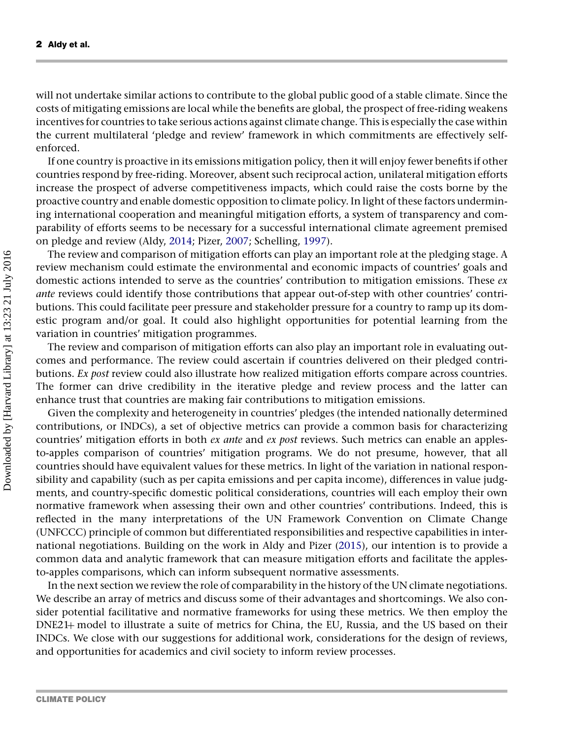will not undertake similar actions to contribute to the global public good of a stable climate. Since the costs of mitigating emissions are local while the benefits are global, the prospect of free-riding weakens incentives for countries to take serious actions against climate change. This is especially the case within the current multilateral 'pledge and review' framework in which commitments are effectively self-enforced.

If one country is proactive in its emissions mitigation policy, then it will enjoy fewer benefits if other countries respond by free-riding. Moreover, absent such reciprocal action, unilateral mitigation efforts increase the prospect of adverse competitiveness impacts, which could raise the costs borne by the proactive country and enable domestic opposition to climate policy. In light of these factors undermining international cooperation and meaningful mitigation efforts, a system of transparency and comparability of efforts seems to be necessary for a successful international climate agreement premised on pledge and review (Aldy, 2014; Pizer, 2007; Schelling, 1997).

The review and comparison of mitigation efforts can play an important role at the pledging stage. A review mechanism could estimate the environmental and economic impacts of countries' goals and domestic actions intended to serve as the countries' contribution to mitigation emissions. These *ex ante* reviews could identify those contributions that appear out-of-step with other countries' contributions. This could facilitate peer pressure and stakeholder pressure for a country to ramp up its domestic program and/or goal. It could also highlight opportunities for potential learning from the variation in countries' mitigation programmes.

The review and comparison of mitigation efforts can also play an important role in evaluating outcomes and performance. The review could ascertain if countries delivered on their pledged contributions. *Ex post* review could also illustrate how realized mitigation efforts compare across countries. The former can drive credibility in the iterative pledge and review process and the latter can enhance trust that countries are making fair contributions to mitigation emissions.

Given the complexity and heterogeneity in countries' pledges (the intended nationally determined contributions, or INDCs), a set of objective metrics can provide a common basis for characterizing countries' mitigation efforts in both *ex ante* and *ex post* reviews. Such metrics can enable an apples-to-apples comparison of countries' mitigation programs. We do not presume, however, that all countries should have equivalent values for these metrics. In light of the variation in national responsibility and capability (such as per capita emissions and per capita income), differences in value judgments, and country-specific domestic political considerations, countries will each employ their own normative framework when assessing their own and other countries' contributions. Indeed, this is reflected in the many interpretations of the UN Framework Convention on Climate Change (UNFCCC) principle of common but differentiated responsibilities and respective capabilities in international negotiations. Building on the work in Aldy and Pizer (2015), our intention is to provide a common data and analytic framework that can measure mitigation efforts and facilitate the apples-to-apples comparisons, which can inform subsequent normative assessments.

In the next section we review the role of comparability in the history of the UN climate negotiations. We describe an array of metrics and discuss some of their advantages and shortcomings. We also consider potential facilitative and normative frameworks for using these metrics. We then employ the DNE21+ model to illustrate a suite of metrics for China, the EU, Russia, and the US based on their INDCs. We close with our suggestions for additional work, considerations for the design of reviews, and opportunities for academics and civil society to inform review processes.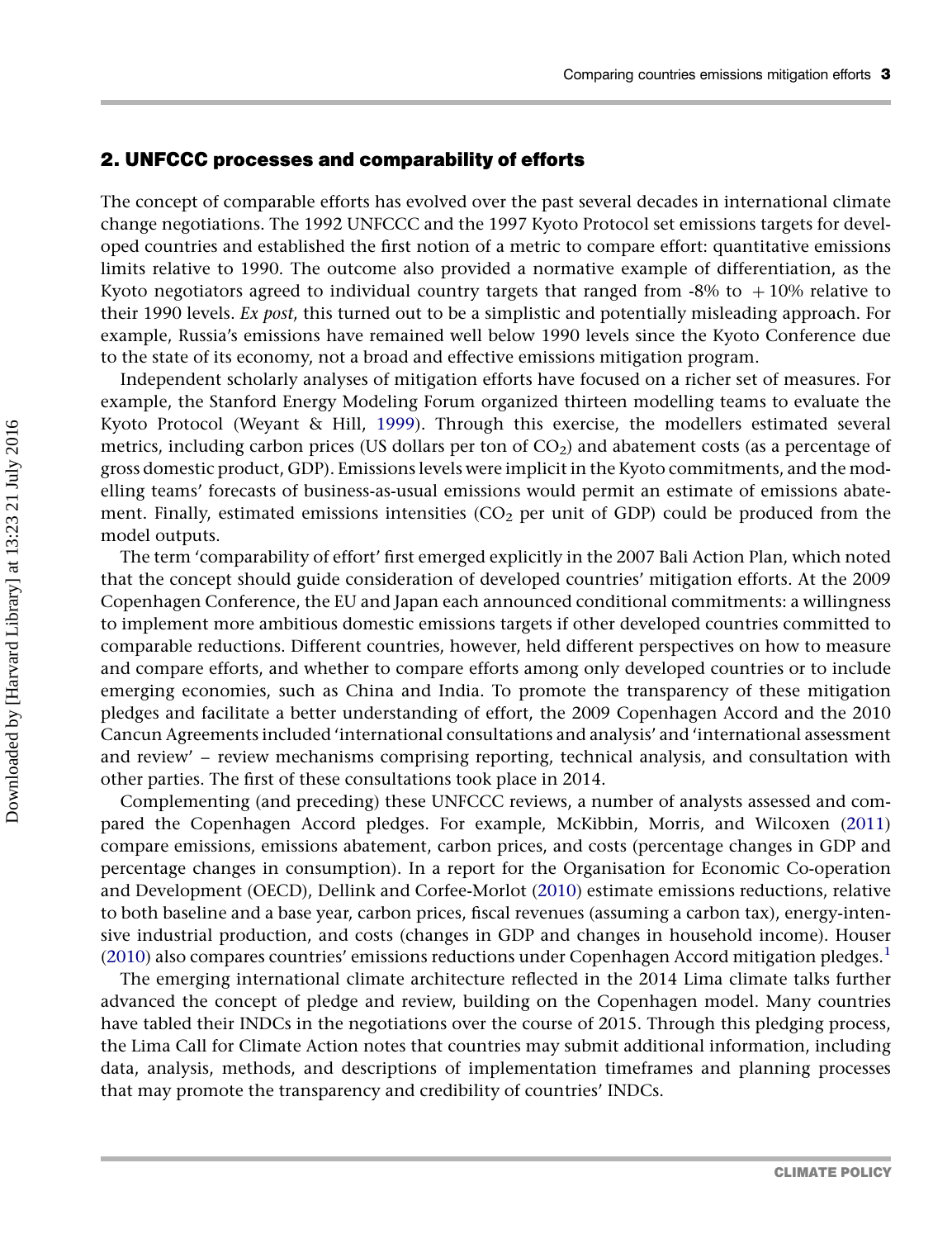## 2. UNFCCC processes and comparability of efforts

The concept of comparable efforts has evolved over the past several decades in international climate change negotiations. The 1992 UNFCCC and the 1997 Kyoto Protocol set emissions targets for developed countries and established the first notion of a metric to compare effort: quantitative emissions limits relative to 1990. The outcome also provided a normative example of differentiation, as the Kyoto negotiators agreed to individual country targets that ranged from -8% to +10% relative to their 1990 levels. *Ex post*, this turned out to be a simplistic and potentially misleading approach. For example, Russia's emissions have remained well below 1990 levels since the Kyoto Conference due to the state of its economy, not a broad and effective emissions mitigation program.

Independent scholarly analyses of mitigation efforts have focused on a richer set of measures. For example, the Stanford Energy Modeling Forum organized thirteen modelling teams to evaluate the Kyoto Protocol (Weyant & Hill, 1999). Through this exercise, the modellers estimated several metrics, including carbon prices (US dollars per ton of $CO_2$) and abatement costs (as a percentage of gross domestic product, GDP). Emissions levels were implicit in the Kyoto commitments, and the modelling teams' forecasts of business-as-usual emissions would permit an estimate of emissions abatement. Finally, estimated emissions intensities ($CO_2$ per unit of GDP) could be produced from the model outputs.

The term 'comparability of effort' first emerged explicitly in the 2007 Bali Action Plan, which noted that the concept should guide consideration of developed countries' mitigation efforts. At the 2009 Copenhagen Conference, the EU and Japan each announced conditional commitments: a willingness to implement more ambitious domestic emissions targets if other developed countries committed to comparable reductions. Different countries, however, held different perspectives on how to measure and compare efforts, and whether to compare efforts among only developed countries or to include emerging economies, such as China and India. To promote the transparency of these mitigation pledges and facilitate a better understanding of effort, the 2009 Copenhagen Accord and the 2010 Cancun Agreements included 'international consultations and analysis' and 'international assessment and review' – review mechanisms comprising reporting, technical analysis, and consultation with other parties. The first of these consultations took place in 2014.

Complementing (and preceding) these UNFCCC reviews, a number of analysts assessed and compared the Copenhagen Accord pledges. For example, McKibbin, Morris, and Wilcoxen (2011) compare emissions, emissions abatement, carbon prices, and costs (percentage changes in GDP and percentage changes in consumption). In a report for the Organisation for Economic Co-operation and Development (OECD), Dellink and Corfee-Morlot (2010) estimate emissions reductions, relative to both baseline and a base year, carbon prices, fiscal revenues (assuming a carbon tax), energy-intensive industrial production, and costs (changes in GDP and changes in household income). Houser (2010) also compares countries' emissions reductions under Copenhagen Accord mitigation pledges.[1]

The emerging international climate architecture reflected in the 2014 Lima climate talks further advanced the concept of pledge and review, building on the Copenhagen model. Many countries have tabled their INDCs in the negotiations over the course of 2015. Through this pledging process, the Lima Call for Climate Action notes that countries may submit additional information, including data, analysis, methods, and descriptions of implementation timeframes and planning processes that may promote the transparency and credibility of countries' INDCs.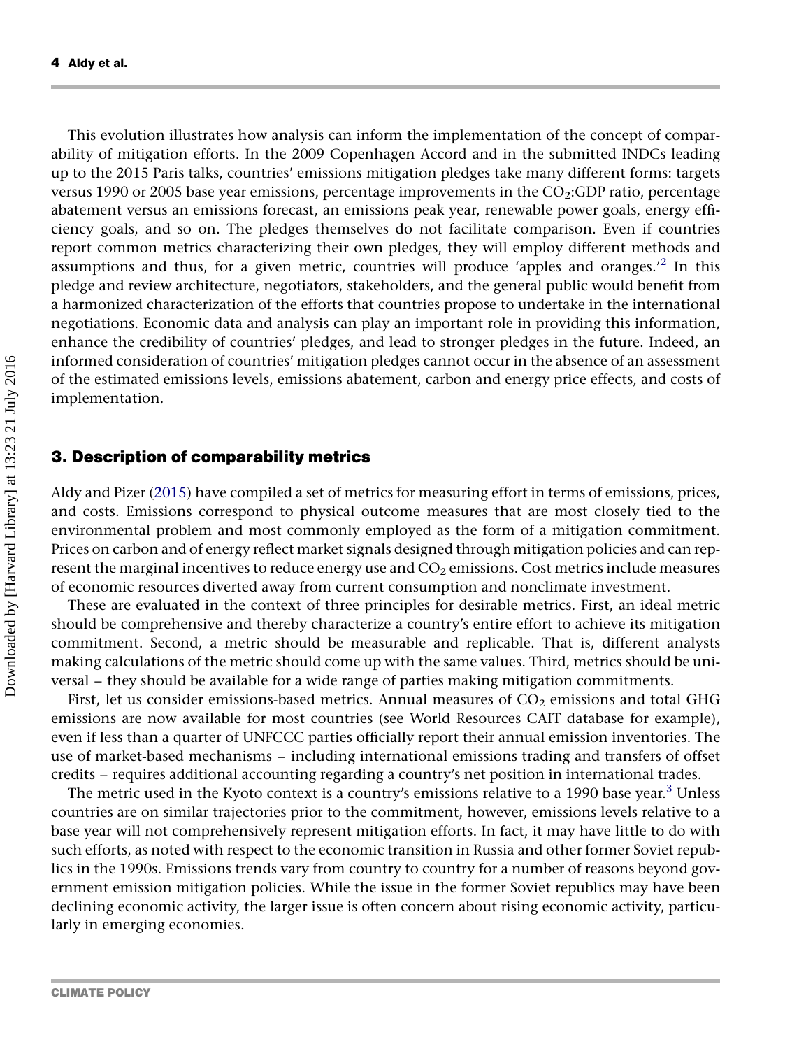This evolution illustrates how analysis can inform the implementation of the concept of comparability of mitigation efforts. In the 2009 Copenhagen Accord and in the submitted INDCs leading up to the 2015 Paris talks, countries' emissions mitigation pledges take many different forms: targets versus 1990 or 2005 base year emissions, percentage improvements in the $CO_2$:GDP ratio, percentage abatement versus an emissions forecast, an emissions peak year, renewable power goals, energy efficiency goals, and so on. The pledges themselves do not facilitate comparison. Even if countries report common metrics characterizing their own pledges, they will employ different methods and assumptions and thus, for a given metric, countries will produce 'apples and oranges.'[2] In this pledge and review architecture, negotiators, stakeholders, and the general public would benefit from a harmonized characterization of the efforts that countries propose to undertake in the international negotiations. Economic data and analysis can play an important role in providing this information, enhance the credibility of countries' pledges, and lead to stronger pledges in the future. Indeed, an informed consideration of countries' mitigation pledges cannot occur in the absence of an assessment of the estimated emissions levels, emissions abatement, carbon and energy price effects, and costs of implementation.

## 3. Description of comparability metrics

Aldy and Pizer (2015) have compiled a set of metrics for measuring effort in terms of emissions, prices, and costs. Emissions correspond to physical outcome measures that are most closely tied to the environmental problem and most commonly employed as the form of a mitigation commitment. Prices on carbon and of energy reflect market signals designed through mitigation policies and can represent the marginal incentives to reduce energy use and $CO_2$ emissions. Cost metrics include measures of economic resources diverted away from current consumption and nonclimate investment.

These are evaluated in the context of three principles for desirable metrics. First, an ideal metric should be comprehensive and thereby characterize a country's entire effort to achieve its mitigation commitment. Second, a metric should be measurable and replicable. That is, different analysts making calculations of the metric should come up with the same values. Third, metrics should be universal – they should be available for a wide range of parties making mitigation commitments.

First, let us consider emissions-based metrics. Annual measures of $CO_2$ emissions and total GHG emissions are now available for most countries (see World Resources CAIT database for example), even if less than a quarter of UNFCCC parties officially report their annual emission inventories. The use of market-based mechanisms – including international emissions trading and transfers of offset credits – requires additional accounting regarding a country's net position in international trades.

The metric used in the Kyoto context is a country's emissions relative to a 1990 base year.[3] Unless countries are on similar trajectories prior to the commitment, however, emissions levels relative to a base year will not comprehensively represent mitigation efforts. In fact, it may have little to do with such efforts, as noted with respect to the economic transition in Russia and other former Soviet republics in the 1990s. Emissions trends vary from country to country for a number of reasons beyond government emission mitigation policies. While the issue in the former Soviet republics may have been declining economic activity, the larger issue is often concern about rising economic activity, particularly in emerging economies.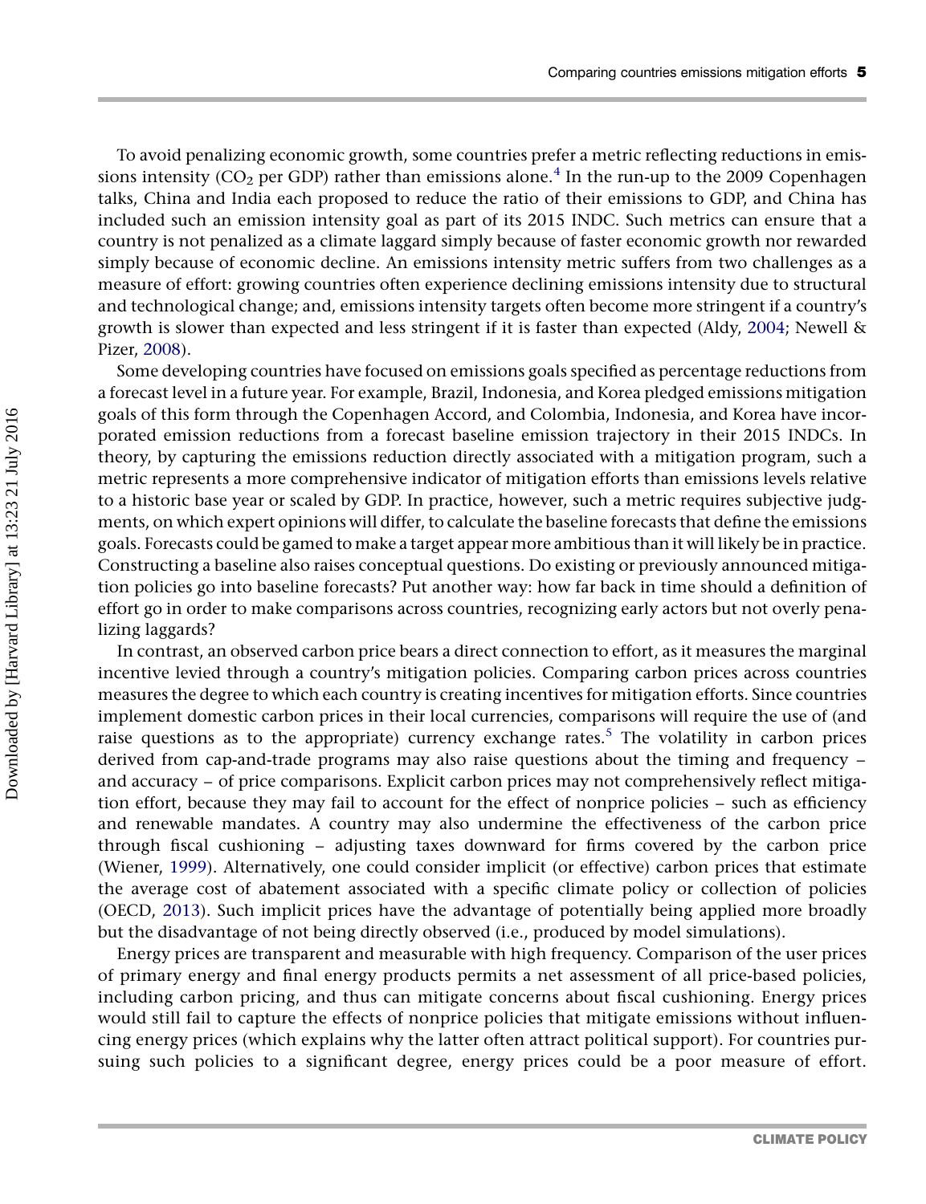To avoid penalizing economic growth, some countries prefer a metric reflecting reductions in emissions intensity ($CO_2$ per GDP) rather than emissions alone.[4] In the run-up to the 2009 Copenhagen talks, China and India each proposed to reduce the ratio of their emissions to GDP, and China has included such an emission intensity goal as part of its 2015 INDC. Such metrics can ensure that a country is not penalized as a climate laggard simply because of faster economic growth nor rewarded simply because of economic decline. An emissions intensity metric suffers from two challenges as a measure of effort: growing countries often experience declining emissions intensity due to structural and technological change; and, emissions intensity targets often become more stringent if a country's growth is slower than expected and less stringent if it is faster than expected (Aldy, 2004; Newell & Pizer, 2008).

Some developing countries have focused on emissions goals specified as percentage reductions from a forecast level in a future year. For example, Brazil, Indonesia, and Korea pledged emissions mitigation goals of this form through the Copenhagen Accord, and Colombia, Indonesia, and Korea have incorporated emission reductions from a forecast baseline emission trajectory in their 2015 INDCs. In theory, by capturing the emissions reduction directly associated with a mitigation program, such a metric represents a more comprehensive indicator of mitigation efforts than emissions levels relative to a historic base year or scaled by GDP. In practice, however, such a metric requires subjective judgments, on which expert opinions will differ, to calculate the baseline forecasts that define the emissions goals. Forecasts could be gamed to make a target appear more ambitious than it will likely be in practice. Constructing a baseline also raises conceptual questions. Do existing or previously announced mitigation policies go into baseline forecasts? Put another way: how far back in time should a definition of effort go in order to make comparisons across countries, recognizing early actors but not overly penalizing laggards?

In contrast, an observed carbon price bears a direct connection to effort, as it measures the marginal incentive levied through a country's mitigation policies. Comparing carbon prices across countries measures the degree to which each country is creating incentives for mitigation efforts. Since countries implement domestic carbon prices in their local currencies, comparisons will require the use of (and raise questions as to the appropriate) currency exchange rates.[5] The volatility in carbon prices derived from cap-and-trade programs may also raise questions about the timing and frequency – and accuracy – of price comparisons. Explicit carbon prices may not comprehensively reflect mitigation effort, because they may fail to account for the effect of nonprice policies – such as efficiency and renewable mandates. A country may also undermine the effectiveness of the carbon price through fiscal cushioning – adjusting taxes downward for firms covered by the carbon price (Wiener, 1999). Alternatively, one could consider implicit (or effective) carbon prices that estimate the average cost of abatement associated with a specific climate policy or collection of policies (OECD, 2013). Such implicit prices have the advantage of potentially being applied more broadly but the disadvantage of not being directly observed (i.e., produced by model simulations).

Energy prices are transparent and measurable with high frequency. Comparison of the user prices of primary energy and final energy products permits a net assessment of all price-based policies, including carbon pricing, and thus can mitigate concerns about fiscal cushioning. Energy prices would still fail to capture the effects of nonprice policies that mitigate emissions without influencing energy prices (which explains why the latter often attract political support). For countries pursuing such policies to a significant degree, energy prices could be a poor measure of effort.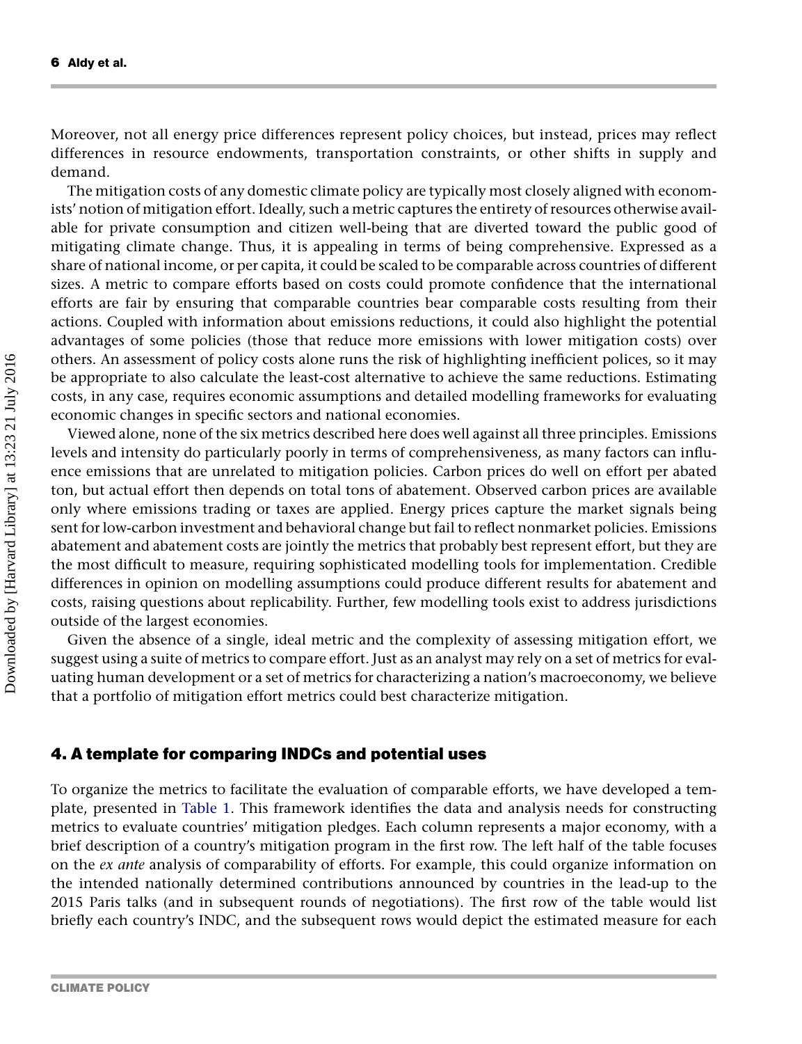Moreover, not all energy price differences represent policy choices, but instead, prices may reflect differences in resource endowments, transportation constraints, or other shifts in supply and demand.

The mitigation costs of any domestic climate policy are typically most closely aligned with economists' notion of mitigation effort. Ideally, such a metric captures the entirety of resources otherwise available for private consumption and citizen well-being that are diverted toward the public good of mitigating climate change. Thus, it is appealing in terms of being comprehensive. Expressed as a share of national income, or per capita, it could be scaled to be comparable across countries of different sizes. A metric to compare efforts based on costs could promote confidence that the international efforts are fair by ensuring that comparable countries bear comparable costs resulting from their actions. Coupled with information about emissions reductions, it could also highlight the potential advantages of some policies (those that reduce more emissions with lower mitigation costs) over others. An assessment of policy costs alone runs the risk of highlighting inefficient polices, so it may be appropriate to also calculate the least-cost alternative to achieve the same reductions. Estimating costs, in any case, requires economic assumptions and detailed modelling frameworks for evaluating economic changes in specific sectors and national economies.

Viewed alone, none of the six metrics described here does well against all three principles. Emissions levels and intensity do particularly poorly in terms of comprehensiveness, as many factors can influence emissions that are unrelated to mitigation policies. Carbon prices do well on effort per abated ton, but actual effort then depends on total tons of abatement. Observed carbon prices are available only where emissions trading or taxes are applied. Energy prices capture the market signals being sent for low-carbon investment and behavioral change but fail to reflect nonmarket policies. Emissions abatement and abatement costs are jointly the metrics that probably best represent effort, but they are the most difficult to measure, requiring sophisticated modelling tools for implementation. Credible differences in opinion on modelling assumptions could produce different results for abatement and costs, raising questions about replicability. Further, few modelling tools exist to address jurisdictions outside of the largest economies.

Given the absence of a single, ideal metric and the complexity of assessing mitigation effort, we suggest using a suite of metrics to compare effort. Just as an analyst may rely on a set of metrics for evaluating human development or a set of metrics for characterizing a nation's macroeconomy, we believe that a portfolio of mitigation effort metrics could best characterize mitigation.

## 4. A template for comparing INDCs and potential uses

To organize the metrics to facilitate the evaluation of comparable efforts, we have developed a template, presented in Table 1. This framework identifies the data and analysis needs for constructing metrics to evaluate countries' mitigation pledges. Each column represents a major economy, with a brief description of a country's mitigation program in the first row. The left half of the table focuses on the *ex ante* analysis of comparability of efforts. For example, this could organize information on the intended nationally determined contributions announced by countries in the lead-up to the 2015 Paris talks (and in subsequent rounds of negotiations). The first row of the table would list briefly each country's INDC, and the subsequent rows would depict the estimated measure for each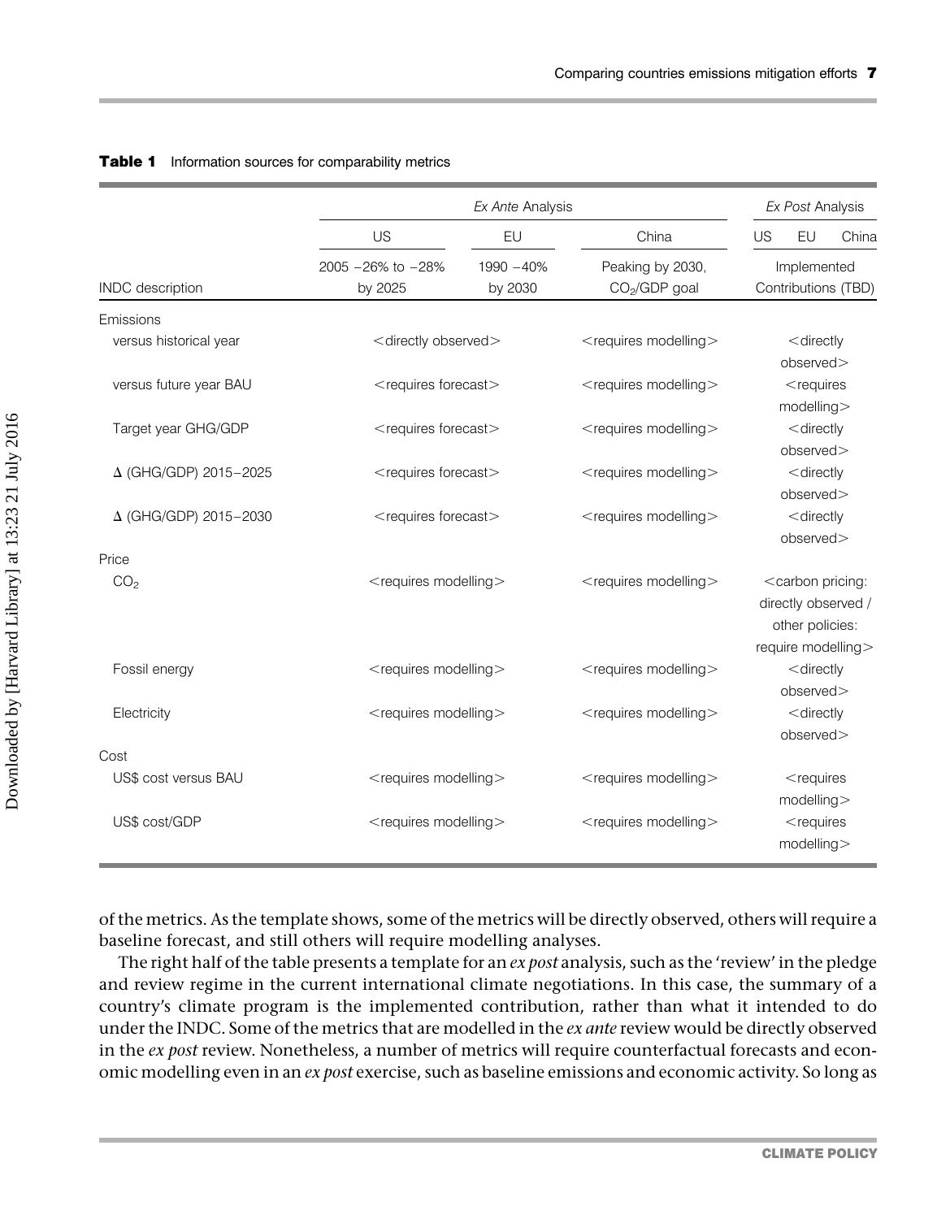**Table 1** Information sources for comparability metrics

| | *Ex Ante* Analysis | | | *Ex Post* Analysis | | |
|---|---|---|---|---|---|---|
| | US | EU | China | US | EU | China |
| INDC description | 2005 −26% to −28% by 2025 | 1990 −40% by 2030 | Peaking by 2030, $CO_2$/GDP goal | Implemented Contributions (TBD) | | |
| Emissions | | | | | | |
| versus historical year | <directly observed> | | <requires modelling> | <directly observed> | | |
| versus future year BAU | <requires forecast> | | <requires modelling> | <requires modelling> | | |
| Target year GHG/GDP | <requires forecast> | | <requires modelling> | <directly observed> | | |
| Δ (GHG/GDP) 2015−2025 | <requires forecast> | | <requires modelling> | <directly observed> | | |
| Δ (GHG/GDP) 2015−2030 | <requires forecast> | | <requires modelling> | <directly observed> | | |
| Price | | | | | | |
| $CO_2$ | <requires modelling> | | <requires modelling> | <carbon pricing: directly observed / other policies: require modelling> | | |
| Fossil energy | <requires modelling> | | <requires modelling> | <directly observed> | | |
| Electricity | <requires modelling> | | <requires modelling> | <directly observed> | | |
| Cost | | | | | | |
| US$ cost versus BAU | <requires modelling> | | <requires modelling> | <requires modelling> | | |
| US$ cost/GDP | <requires modelling> | | <requires modelling> | <requires modelling> | | |

of the metrics. As the template shows, some of the metrics will be directly observed, others will require a baseline forecast, and still others will require modelling analyses.

The right half of the table presents a template for an *ex post* analysis, such as the 'review' in the pledge and review regime in the current international climate negotiations. In this case, the summary of a country's climate program is the implemented contribution, rather than what it intended to do under the INDC. Some of the metrics that are modelled in the *ex ante* review would be directly observed in the *ex post* review. Nonetheless, a number of metrics will require counterfactual forecasts and economic modelling even in an *ex post* exercise, such as baseline emissions and economic activity. So long as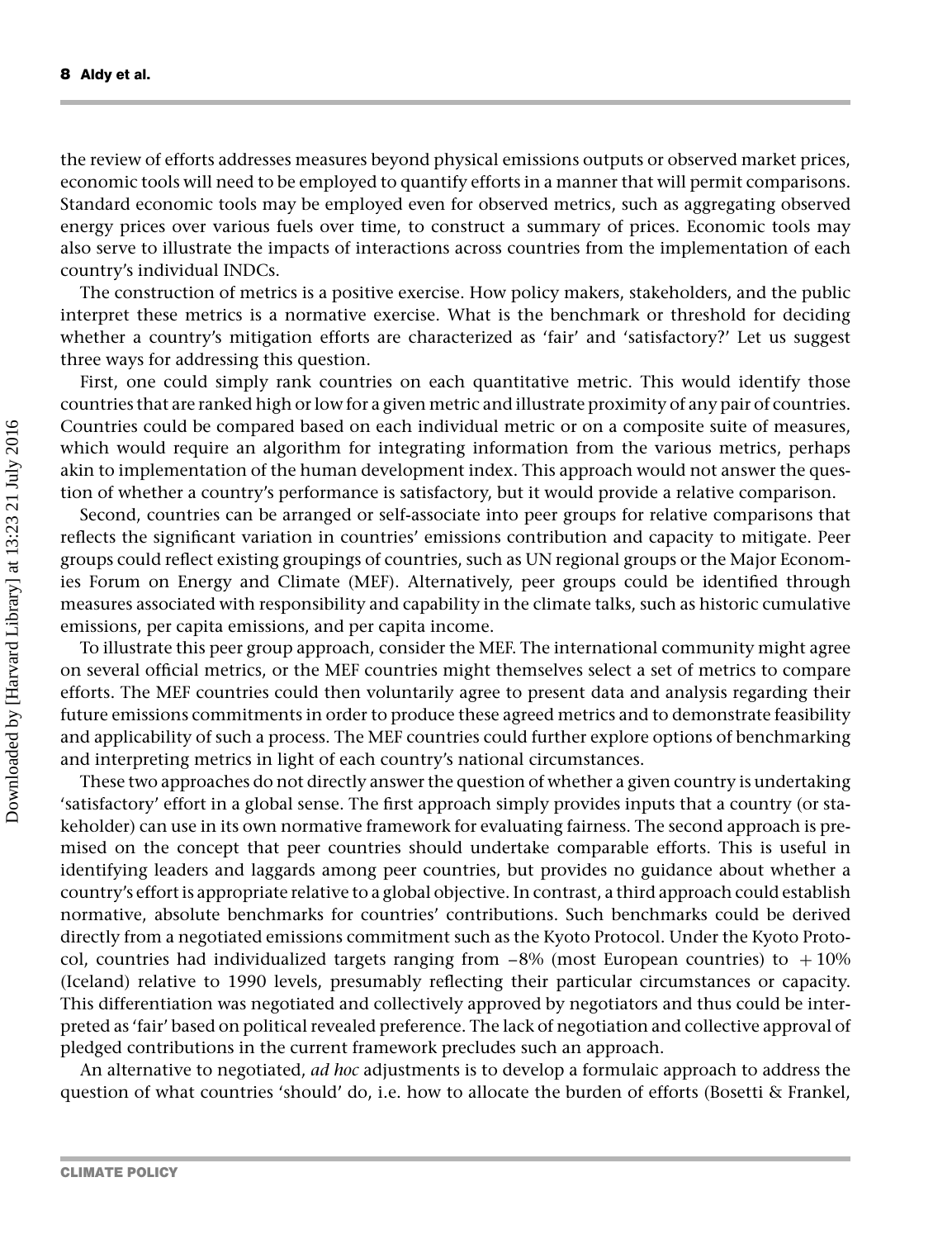the review of efforts addresses measures beyond physical emissions outputs or observed market prices, economic tools will need to be employed to quantify efforts in a manner that will permit comparisons. Standard economic tools may be employed even for observed metrics, such as aggregating observed energy prices over various fuels over time, to construct a summary of prices. Economic tools may also serve to illustrate the impacts of interactions across countries from the implementation of each country's individual INDCs.

The construction of metrics is a positive exercise. How policy makers, stakeholders, and the public interpret these metrics is a normative exercise. What is the benchmark or threshold for deciding whether a country's mitigation efforts are characterized as 'fair' and 'satisfactory?' Let us suggest three ways for addressing this question.

First, one could simply rank countries on each quantitative metric. This would identify those countries that are ranked high or low for a given metric and illustrate proximity of any pair of countries. Countries could be compared based on each individual metric or on a composite suite of measures, which would require an algorithm for integrating information from the various metrics, perhaps akin to implementation of the human development index. This approach would not answer the question of whether a country's performance is satisfactory, but it would provide a relative comparison.

Second, countries can be arranged or self-associate into peer groups for relative comparisons that reflects the significant variation in countries' emissions contribution and capacity to mitigate. Peer groups could reflect existing groupings of countries, such as UN regional groups or the Major Economies Forum on Energy and Climate (MEF). Alternatively, peer groups could be identified through measures associated with responsibility and capability in the climate talks, such as historic cumulative emissions, per capita emissions, and per capita income.

To illustrate this peer group approach, consider the MEF. The international community might agree on several official metrics, or the MEF countries might themselves select a set of metrics to compare efforts. The MEF countries could then voluntarily agree to present data and analysis regarding their future emissions commitments in order to produce these agreed metrics and to demonstrate feasibility and applicability of such a process. The MEF countries could further explore options of benchmarking and interpreting metrics in light of each country's national circumstances.

These two approaches do not directly answer the question of whether a given country is undertaking 'satisfactory' effort in a global sense. The first approach simply provides inputs that a country (or stakeholder) can use in its own normative framework for evaluating fairness. The second approach is premised on the concept that peer countries should undertake comparable efforts. This is useful in identifying leaders and laggards among peer countries, but provides no guidance about whether a country's effort is appropriate relative to a global objective. In contrast, a third approach could establish normative, absolute benchmarks for countries' contributions. Such benchmarks could be derived directly from a negotiated emissions commitment such as the Kyoto Protocol. Under the Kyoto Protocol, countries had individualized targets ranging from −8% (most European countries) to +10% (Iceland) relative to 1990 levels, presumably reflecting their particular circumstances or capacity. This differentiation was negotiated and collectively approved by negotiators and thus could be interpreted as 'fair' based on political revealed preference. The lack of negotiation and collective approval of pledged contributions in the current framework precludes such an approach.

An alternative to negotiated, *ad hoc* adjustments is to develop a formulaic approach to address the question of what countries 'should' do, i.e. how to allocate the burden of efforts (Bosetti & Frankel,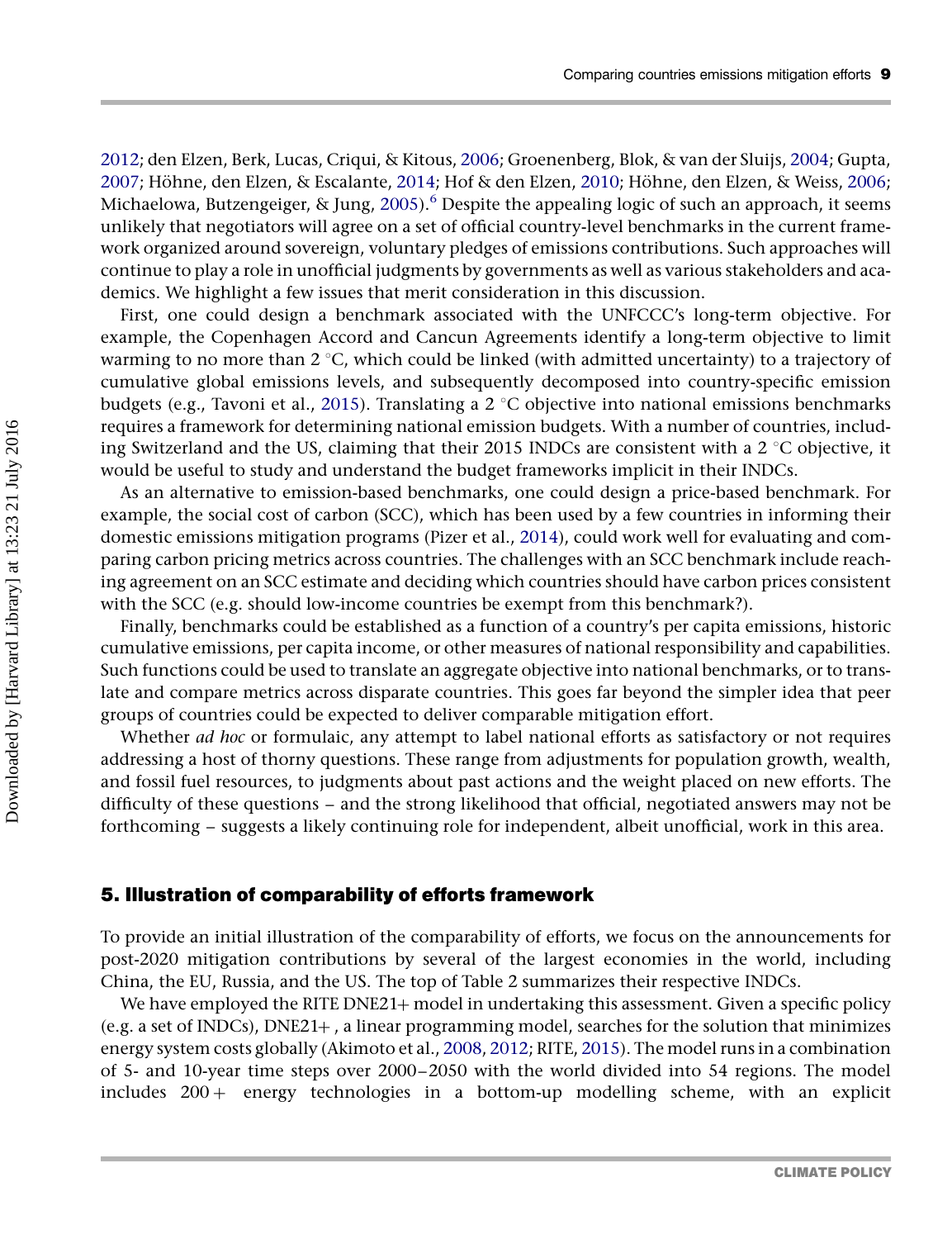2012; den Elzen, Berk, Lucas, Criqui, & Kitous, 2006; Groenenberg, Blok, & van der Sluijs, 2004; Gupta, 2007; Höhne, den Elzen, & Escalante, 2014; Hof & den Elzen, 2010; Höhne, den Elzen, & Weiss, 2006; Michaelowa, Butzengeiger, & Jung, 2005).[6] Despite the appealing logic of such an approach, it seems unlikely that negotiators will agree on a set of official country-level benchmarks in the current framework organized around sovereign, voluntary pledges of emissions contributions. Such approaches will continue to play a role in unofficial judgments by governments as well as various stakeholders and academics. We highlight a few issues that merit consideration in this discussion.

First, one could design a benchmark associated with the UNFCCC's long-term objective. For example, the Copenhagen Accord and Cancun Agreements identify a long-term objective to limit warming to no more than 2 °C, which could be linked (with admitted uncertainty) to a trajectory of cumulative global emissions levels, and subsequently decomposed into country-specific emission budgets (e.g., Tavoni et al., 2015). Translating a 2 °C objective into national emissions benchmarks requires a framework for determining national emission budgets. With a number of countries, including Switzerland and the US, claiming that their 2015 INDCs are consistent with a 2 °C objective, it would be useful to study and understand the budget frameworks implicit in their INDCs.

As an alternative to emission-based benchmarks, one could design a price-based benchmark. For example, the social cost of carbon (SCC), which has been used by a few countries in informing their domestic emissions mitigation programs (Pizer et al., 2014), could work well for evaluating and comparing carbon pricing metrics across countries. The challenges with an SCC benchmark include reaching agreement on an SCC estimate and deciding which countries should have carbon prices consistent with the SCC (e.g. should low-income countries be exempt from this benchmark?).

Finally, benchmarks could be established as a function of a country's per capita emissions, historic cumulative emissions, per capita income, or other measures of national responsibility and capabilities. Such functions could be used to translate an aggregate objective into national benchmarks, or to translate and compare metrics across disparate countries. This goes far beyond the simpler idea that peer groups of countries could be expected to deliver comparable mitigation effort.

Whether *ad hoc* or formulaic, any attempt to label national efforts as satisfactory or not requires addressing a host of thorny questions. These range from adjustments for population growth, wealth, and fossil fuel resources, to judgments about past actions and the weight placed on new efforts. The difficulty of these questions – and the strong likelihood that official, negotiated answers may not be forthcoming – suggests a likely continuing role for independent, albeit unofficial, work in this area.

## 5. Illustration of comparability of efforts framework

To provide an initial illustration of the comparability of efforts, we focus on the announcements for post-2020 mitigation contributions by several of the largest economies in the world, including China, the EU, Russia, and the US. The top of Table 2 summarizes their respective INDCs.

We have employed the RITE DNE21+ model in undertaking this assessment. Given a specific policy (e.g. a set of INDCs), DNE21+, a linear programming model, searches for the solution that minimizes energy system costs globally (Akimoto et al., 2008, 2012; RITE, 2015). The model runs in a combination of 5- and 10-year time steps over 2000–2050 with the world divided into 54 regions. The model includes 200+ energy technologies in a bottom-up modelling scheme, with an explicit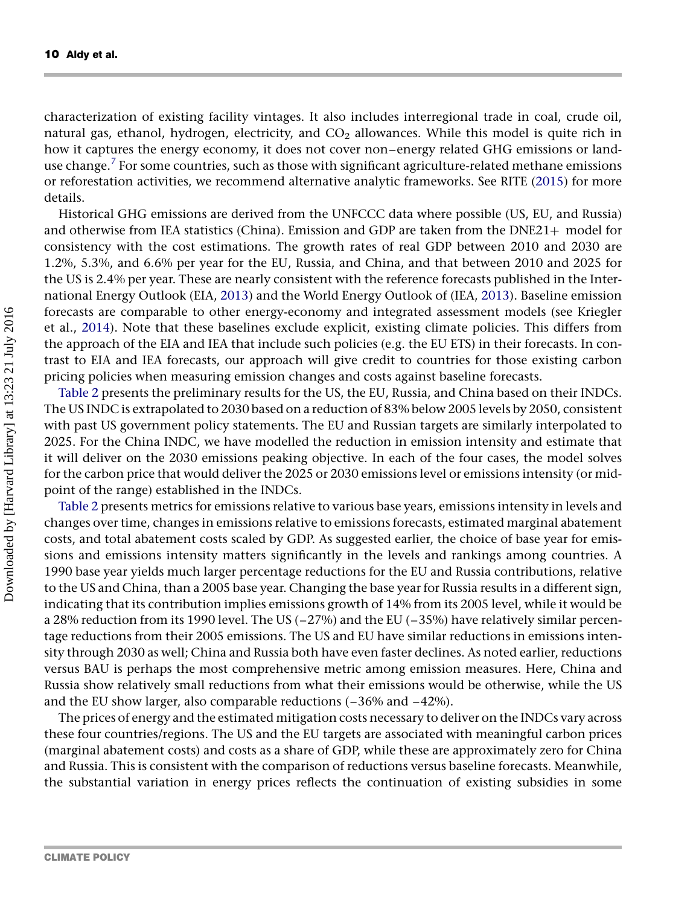characterization of existing facility vintages. It also includes interregional trade in coal, crude oil, natural gas, ethanol, hydrogen, electricity, and $CO_2$ allowances. While this model is quite rich in how it captures the energy economy, it does not cover non–energy related GHG emissions or land-use change.[7] For some countries, such as those with significant agriculture-related methane emissions or reforestation activities, we recommend alternative analytic frameworks. See RITE (2015) for more details.

Historical GHG emissions are derived from the UNFCCC data where possible (US, EU, and Russia) and otherwise from IEA statistics (China). Emission and GDP are taken from the DNE21+ model for consistency with the cost estimations. The growth rates of real GDP between 2010 and 2030 are 1.2%, 5.3%, and 6.6% per year for the EU, Russia, and China, and that between 2010 and 2025 for the US is 2.4% per year. These are nearly consistent with the reference forecasts published in the International Energy Outlook (EIA, 2013) and the World Energy Outlook of (IEA, 2013). Baseline emission forecasts are comparable to other energy-economy and integrated assessment models (see Kriegler et al., 2014). Note that these baselines exclude explicit, existing climate policies. This differs from the approach of the EIA and IEA that include such policies (e.g. the EU ETS) in their forecasts. In contrast to EIA and IEA forecasts, our approach will give credit to countries for those existing carbon pricing policies when measuring emission changes and costs against baseline forecasts.

Table 2 presents the preliminary results for the US, the EU, Russia, and China based on their INDCs. The US INDC is extrapolated to 2030 based on a reduction of 83% below 2005 levels by 2050, consistent with past US government policy statements. The EU and Russian targets are similarly interpolated to 2025. For the China INDC, we have modelled the reduction in emission intensity and estimate that it will deliver on the 2030 emissions peaking objective. In each of the four cases, the model solves for the carbon price that would deliver the 2025 or 2030 emissions level or emissions intensity (or midpoint of the range) established in the INDCs.

Table 2 presents metrics for emissions relative to various base years, emissions intensity in levels and changes over time, changes in emissions relative to emissions forecasts, estimated marginal abatement costs, and total abatement costs scaled by GDP. As suggested earlier, the choice of base year for emissions and emissions intensity matters significantly in the levels and rankings among countries. A 1990 base year yields much larger percentage reductions for the EU and Russia contributions, relative to the US and China, than a 2005 base year. Changing the base year for Russia results in a different sign, indicating that its contribution implies emissions growth of 14% from its 2005 level, while it would be a 28% reduction from its 1990 level. The US (−27%) and the EU (−35%) have relatively similar percentage reductions from their 2005 emissions. The US and EU have similar reductions in emissions intensity through 2030 as well; China and Russia both have even faster declines. As noted earlier, reductions versus BAU is perhaps the most comprehensive metric among emission measures. Here, China and Russia show relatively small reductions from what their emissions would be otherwise, while the US and the EU show larger, also comparable reductions (−36% and −42%).

The prices of energy and the estimated mitigation costs necessary to deliver on the INDCs vary across these four countries/regions. The US and the EU targets are associated with meaningful carbon prices (marginal abatement costs) and costs as a share of GDP, while these are approximately zero for China and Russia. This is consistent with the comparison of reductions versus baseline forecasts. Meanwhile, the substantial variation in energy prices reflects the continuation of existing subsidies in some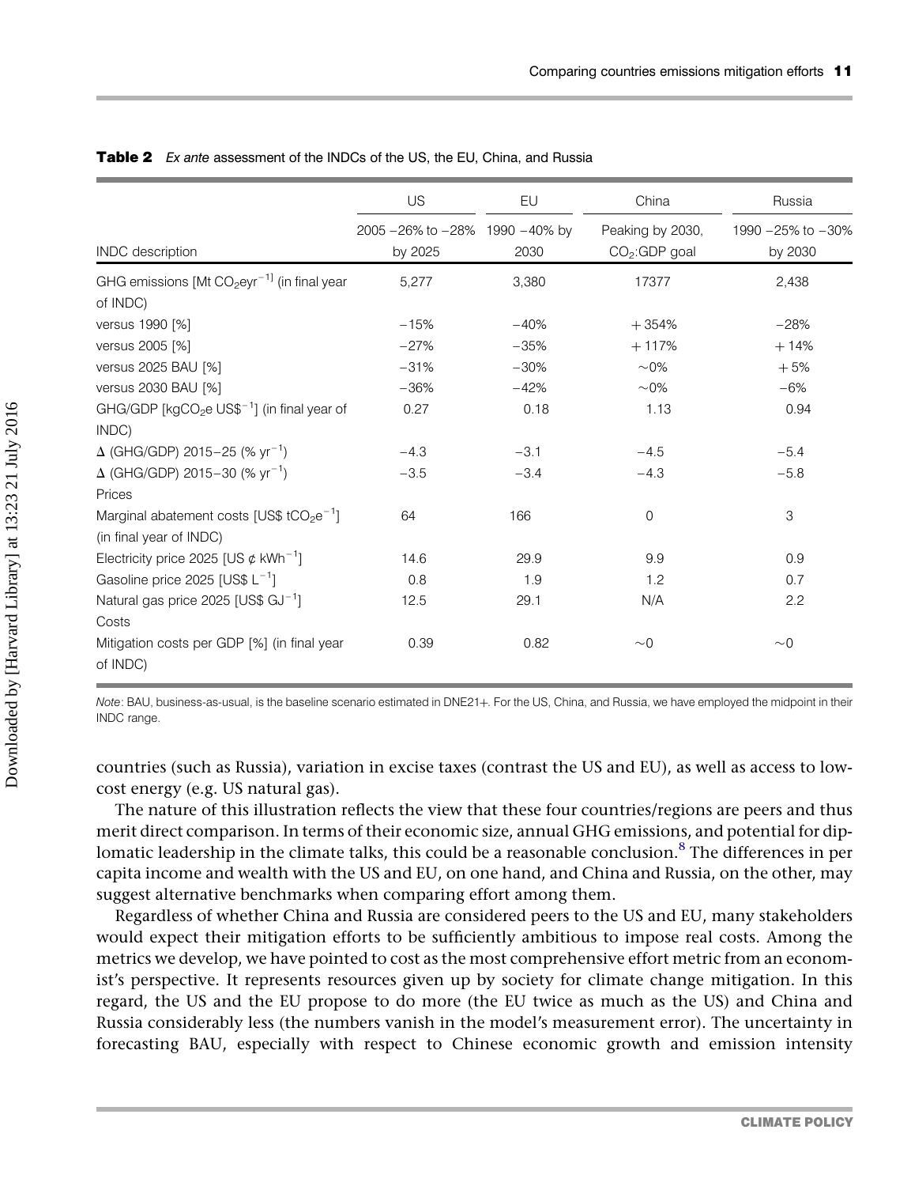**Table 2** *Ex ante* assessment of the INDCs of the US, the EU, China, and Russia

| | US | EU | China | Russia |
|---|---|---|---|---|
| INDC description | 2005 −26% to −28% by 2025 | 1990 −40% by 2030 | Peaking by 2030, $CO_2$:GDP goal | 1990 −25% to −30% by 2030 |
| GHG emissions [Mt $CO_2eyr^{-1}$] (in final year of INDC) | 5,277 | 3,380 | 17377 | 2,438 |
| versus 1990 [%] | −15% | −40% | +354% | −28% |
| versus 2005 [%] | −27% | −35% | +117% | +14% |
| versus 2025 BAU [%] | −31% | −30% | ~0% | +5% |
| versus 2030 BAU [%] | −36% | −42% | ~0% | −6% |
| GHG/GDP [$kgCO_2e$ US$$^{-1}$] (in final year of INDC) | 0.27 | 0.18 | 1.13 | 0.94 |
| Δ (GHG/GDP) 2015–25 (% $yr^{-1}$) | −4.3 | −3.1 | −4.5 | −5.4 |
| Δ (GHG/GDP) 2015–30 (% $yr^{-1}$) | −3.5 | −3.4 | −4.3 | −5.8 |
| Prices | | | | |
| Marginal abatement costs [US$ $tCO_2e^{-1}$] (in final year of INDC) | 64 | 166 | 0 | 3 |
| Electricity price 2025 [US ¢ $kWh^{-1}$] | 14.6 | 29.9 | 9.9 | 0.9 |
| Gasoline price 2025 [US$ $L^{-1}$] | 0.8 | 1.9 | 1.2 | 0.7 |
| Natural gas price 2025 [US$ $GJ^{-1}$] | 12.5 | 29.1 | N/A | 2.2 |
| Costs | | | | |
| Mitigation costs per GDP [%] (in final year of INDC) | 0.39 | 0.82 | ~0 | ~0 |

*Note*: BAU, business-as-usual, is the baseline scenario estimated in DNE21+. For the US, China, and Russia, we have employed the midpoint in their INDC range.

countries (such as Russia), variation in excise taxes (contrast the US and EU), as well as access to low-cost energy (e.g. US natural gas).

The nature of this illustration reflects the view that these four countries/regions are peers and thus merit direct comparison. In terms of their economic size, annual GHG emissions, and potential for diplomatic leadership in the climate talks, this could be a reasonable conclusion.[8] The differences in per capita income and wealth with the US and EU, on one hand, and China and Russia, on the other, may suggest alternative benchmarks when comparing effort among them.

Regardless of whether China and Russia are considered peers to the US and EU, many stakeholders would expect their mitigation efforts to be sufficiently ambitious to impose real costs. Among the metrics we develop, we have pointed to cost as the most comprehensive effort metric from an economist's perspective. It represents resources given up by society for climate change mitigation. In this regard, the US and the EU propose to do more (the EU twice as much as the US) and China and Russia considerably less (the numbers vanish in the model's measurement error). The uncertainty in forecasting BAU, especially with respect to Chinese economic growth and emission intensity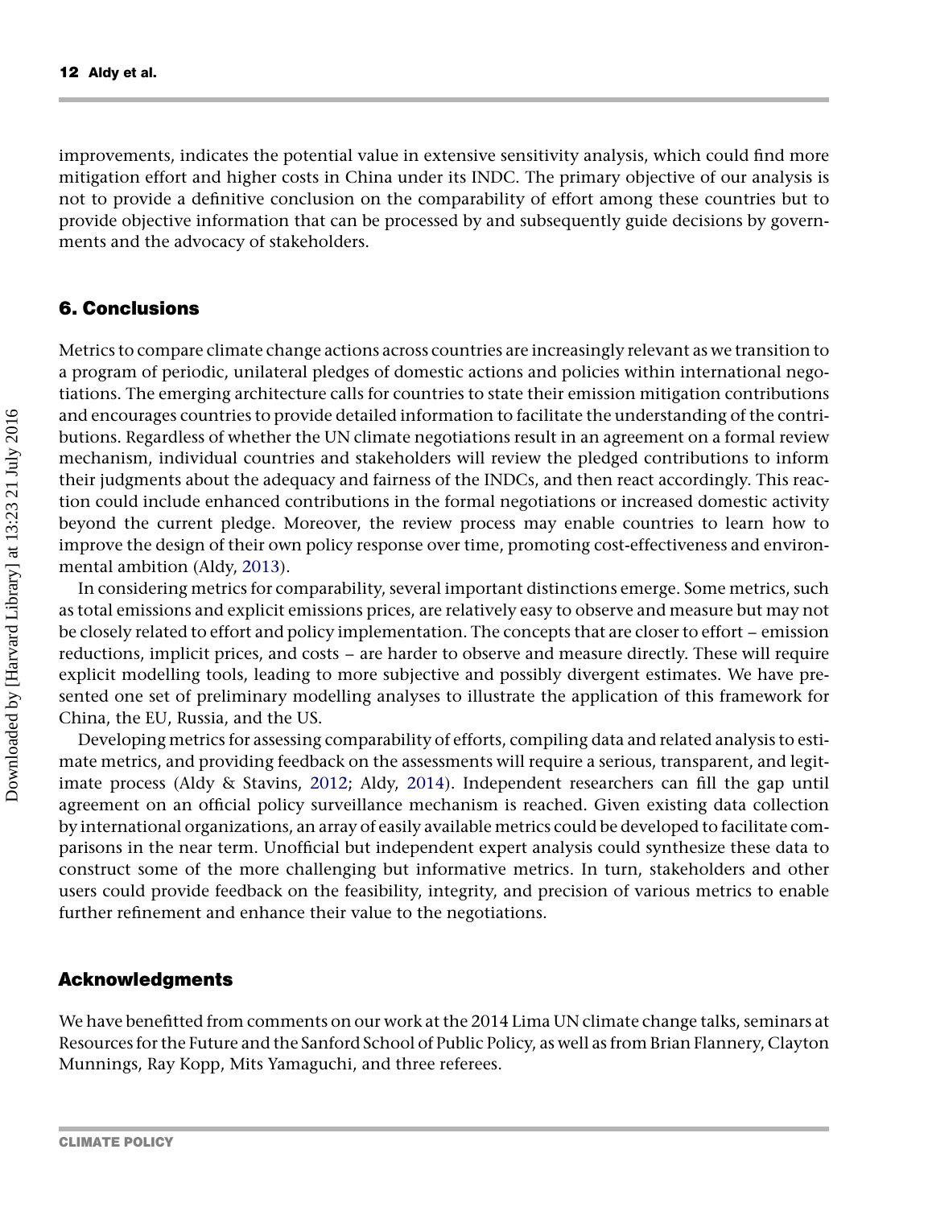improvements, indicates the potential value in extensive sensitivity analysis, which could find more mitigation effort and higher costs in China under its INDC. The primary objective of our analysis is not to provide a definitive conclusion on the comparability of effort among these countries but to provide objective information that can be processed by and subsequently guide decisions by governments and the advocacy of stakeholders.

## 6. Conclusions

Metrics to compare climate change actions across countries are increasingly relevant as we transition to a program of periodic, unilateral pledges of domestic actions and policies within international negotiations. The emerging architecture calls for countries to state their emission mitigation contributions and encourages countries to provide detailed information to facilitate the understanding of the contributions. Regardless of whether the UN climate negotiations result in an agreement on a formal review mechanism, individual countries and stakeholders will review the pledged contributions to inform their judgments about the adequacy and fairness of the INDCs, and then react accordingly. This reaction could include enhanced contributions in the formal negotiations or increased domestic activity beyond the current pledge. Moreover, the review process may enable countries to learn how to improve the design of their own policy response over time, promoting cost-effectiveness and environmental ambition (Aldy, 2013).

In considering metrics for comparability, several important distinctions emerge. Some metrics, such as total emissions and explicit emissions prices, are relatively easy to observe and measure but may not be closely related to effort and policy implementation. The concepts that are closer to effort – emission reductions, implicit prices, and costs – are harder to observe and measure directly. These will require explicit modelling tools, leading to more subjective and possibly divergent estimates. We have presented one set of preliminary modelling analyses to illustrate the application of this framework for China, the EU, Russia, and the US.

Developing metrics for assessing comparability of efforts, compiling data and related analysis to estimate metrics, and providing feedback on the assessments will require a serious, transparent, and legitimate process (Aldy & Stavins, 2012; Aldy, 2014). Independent researchers can fill the gap until agreement on an official policy surveillance mechanism is reached. Given existing data collection by international organizations, an array of easily available metrics could be developed to facilitate comparisons in the near term. Unofficial but independent expert analysis could synthesize these data to construct some of the more challenging but informative metrics. In turn, stakeholders and other users could provide feedback on the feasibility, integrity, and precision of various metrics to enable further refinement and enhance their value to the negotiations.

## Acknowledgments

We have benefitted from comments on our work at the 2014 Lima UN climate change talks, seminars at Resources for the Future and the Sanford School of Public Policy, as well as from Brian Flannery, Clayton Munnings, Ray Kopp, Mits Yamaguchi, and three referees.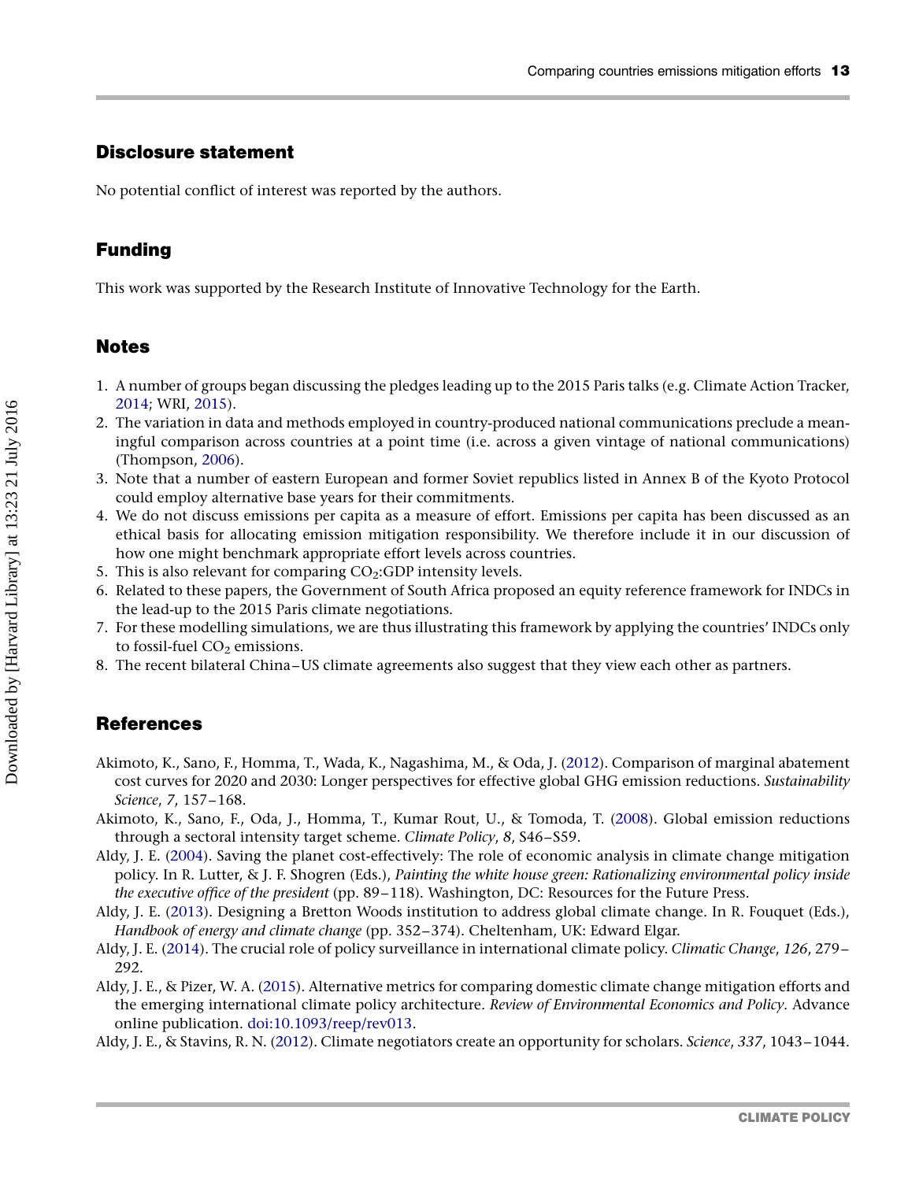## Disclosure statement

No potential conflict of interest was reported by the authors.

## Funding

This work was supported by the Research Institute of Innovative Technology for the Earth.

## Notes

1. A number of groups began discussing the pledges leading up to the 2015 Paris talks (e.g. Climate Action Tracker, 2014; WRI, 2015).
2. The variation in data and methods employed in country-produced national communications preclude a meaningful comparison across countries at a point time (i.e. across a given vintage of national communications) (Thompson, 2006).
3. Note that a number of eastern European and former Soviet republics listed in Annex B of the Kyoto Protocol could employ alternative base years for their commitments.
4. We do not discuss emissions per capita as a measure of effort. Emissions per capita has been discussed as an ethical basis for allocating emission mitigation responsibility. We therefore include it in our discussion of how one might benchmark appropriate effort levels across countries.
5. This is also relevant for comparing $CO_2$:GDP intensity levels.
6. Related to these papers, the Government of South Africa proposed an equity reference framework for INDCs in the lead-up to the 2015 Paris climate negotiations.
7. For these modelling simulations, we are thus illustrating this framework by applying the countries' INDCs only to fossil-fuel $CO_2$ emissions.
8. The recent bilateral China–US climate agreements also suggest that they view each other as partners.

## References

Akimoto, K., Sano, F., Homma, T., Wada, K., Nagashima, M., & Oda, J. (2012). Comparison of marginal abatement cost curves for 2020 and 2030: Longer perspectives for effective global GHG emission reductions. *Sustainability Science*, *7*, 157–168.

Akimoto, K., Sano, F., Oda, J., Homma, T., Kumar Rout, U., & Tomoda, T. (2008). Global emission reductions through a sectoral intensity target scheme. *Climate Policy*, *8*, S46–S59.

Aldy, J. E. (2004). Saving the planet cost-effectively: The role of economic analysis in climate change mitigation policy. In R. Lutter, & J. F. Shogren (Eds.), *Painting the white house green: Rationalizing environmental policy inside the executive office of the president* (pp. 89–118). Washington, DC: Resources for the Future Press.

Aldy, J. E. (2013). Designing a Bretton Woods institution to address global climate change. In R. Fouquet (Eds.), *Handbook of energy and climate change* (pp. 352–374). Cheltenham, UK: Edward Elgar.

Aldy, J. E. (2014). The crucial role of policy surveillance in international climate policy. *Climatic Change*, *126*, 279–292.

Aldy, J. E., & Pizer, W. A. (2015). Alternative metrics for comparing domestic climate change mitigation efforts and the emerging international climate policy architecture. *Review of Environmental Economics and Policy*. Advance online publication. doi:10.1093/reep/rev013.

Aldy, J. E., & Stavins, R. N. (2012). Climate negotiators create an opportunity for scholars. *Science*, *337*, 1043–1044.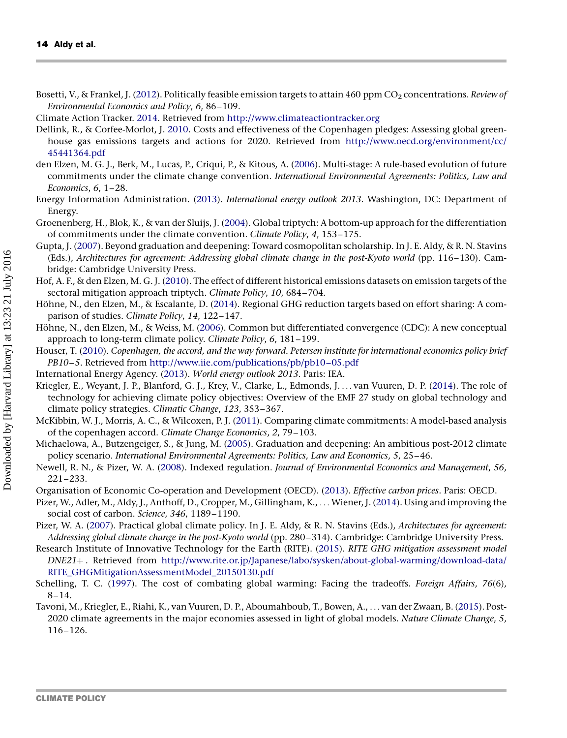Bosetti, V., & Frankel, J. (2012). Politically feasible emission targets to attain 460 ppm $CO_2$ concentrations. *Review of Environmental Economics and Policy*, *6*, 86–109.

Climate Action Tracker. 2014. Retrieved from http://www.climateactiontracker.org

Dellink, R., & Corfee-Morlot, J. 2010. Costs and effectiveness of the Copenhagen pledges: Assessing global greenhouse gas emissions targets and actions for 2020. Retrieved from http://www.oecd.org/environment/cc/45441364.pdf

den Elzen, M. G. J., Berk, M., Lucas, P., Criqui, P., & Kitous, A. (2006). Multi-stage: A rule-based evolution of future commitments under the climate change convention. *International Environmental Agreements: Politics, Law and Economics*, *6*, 1–28.

Energy Information Administration. (2013). *International energy outlook 2013*. Washington, DC: Department of Energy.

Groenenberg, H., Blok, K., & van der Sluijs, J. (2004). Global triptych: A bottom-up approach for the differentiation of commitments under the climate convention. *Climate Policy*, *4*, 153–175.

Gupta, J. (2007). Beyond graduation and deepening: Toward cosmopolitan scholarship. In J. E. Aldy, & R. N. Stavins (Eds.), *Architectures for agreement: Addressing global climate change in the post-Kyoto world* (pp. 116–130). Cambridge: Cambridge University Press.

Hof, A. F., & den Elzen, M. G. J. (2010). The effect of different historical emissions datasets on emission targets of the sectoral mitigation approach triptych. *Climate Policy*, *10*, 684–704.

Höhne, N., den Elzen, M., & Escalante, D. (2014). Regional GHG reduction targets based on effort sharing: A comparison of studies. *Climate Policy*, *14*, 122–147.

Höhne, N., den Elzen, M., & Weiss, M. (2006). Common but differentiated convergence (CDC): A new conceptual approach to long-term climate policy. *Climate Policy*, *6*, 181–199.

Houser, T. (2010). *Copenhagen, the accord, and the way forward. Petersen institute for international economics policy brief PB10–5*. Retrieved from http://www.iie.com/publications/pb/pb10–05.pdf

International Energy Agency. (2013). *World energy outlook 2013*. Paris: IEA.

Kriegler, E., Weyant, J. P., Blanford, G. J., Krey, V., Clarke, L., Edmonds, J. . . . van Vuuren, D. P. (2014). The role of technology for achieving climate policy objectives: Overview of the EMF 27 study on global technology and climate policy strategies. *Climatic Change*, *123*, 353–367.

McKibbin, W. J., Morris, A. C., & Wilcoxen, P. J. (2011). Comparing climate commitments: A model-based analysis of the copenhagen accord. *Climate Change Economics*, *2*, 79–103.

Michaelowa, A., Butzengeiger, S., & Jung, M. (2005). Graduation and deepening: An ambitious post-2012 climate policy scenario. *International Environmental Agreements: Politics, Law and Economics*, *5*, 25–46.

Newell, R. N., & Pizer, W. A. (2008). Indexed regulation. *Journal of Environmental Economics and Management*, *56*, 221–233.

Organisation of Economic Co-operation and Development (OECD). (2013). *Effective carbon prices*. Paris: OECD.

Pizer, W., Adler, M., Aldy, J., Anthoff, D., Cropper, M., Gillingham, K., . . . Wiener, J. (2014). Using and improving the social cost of carbon. *Science*, *346*, 1189–1190.

Pizer, W. A. (2007). Practical global climate policy. In J. E. Aldy, & R. N. Stavins (Eds.), *Architectures for agreement: Addressing global climate change in the post-Kyoto world* (pp. 280–314). Cambridge: Cambridge University Press.

Research Institute of Innovative Technology for the Earth (RITE). (2015). *RITE GHG mitigation assessment model DNE21+*. Retrieved from http://www.rite.or.jp/Japanese/labo/sysken/about-global-warming/download-data/RITE_GHGMitigationAssessmentModel_20150130.pdf

Schelling, T. C. (1997). The cost of combating global warming: Facing the tradeoffs. *Foreign Affairs*, *76*(6), 8–14.

Tavoni, M., Kriegler, E., Riahi, K., van Vuuren, D. P., Aboumahboub, T., Bowen, A., . . . van der Zwaan, B. (2015). Post-2020 climate agreements in the major economies assessed in light of global models. *Nature Climate Change*, *5*, 116–126.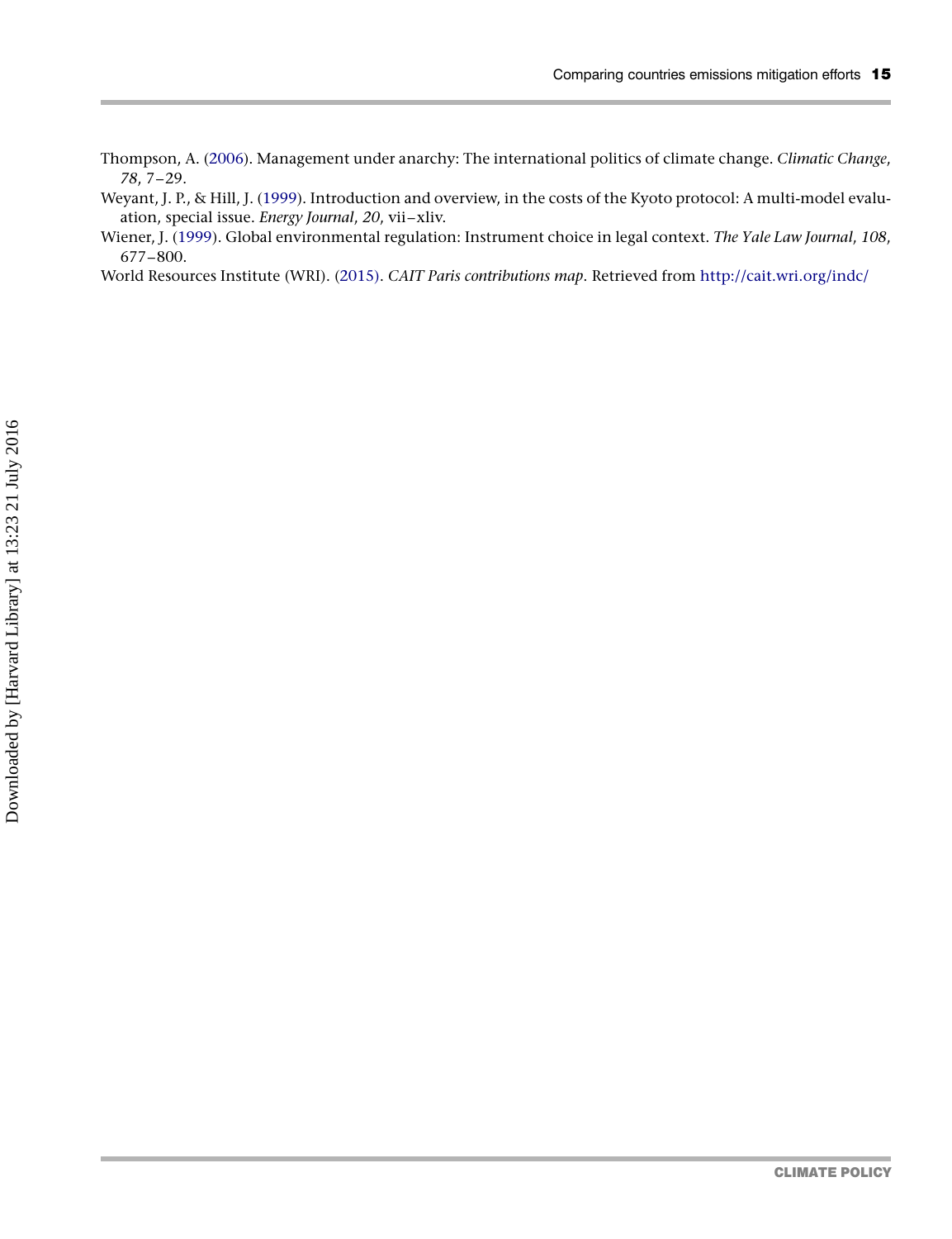Thompson, A. (2006). Management under anarchy: The international politics of climate change. *Climatic Change*, *78*, 7–29.

Weyant, J. P., & Hill, J. (1999). Introduction and overview, in the costs of the Kyoto protocol: A multi-model evaluation, special issue. *Energy Journal*, *20*, vii–xliv.

Wiener, J. (1999). Global environmental regulation: Instrument choice in legal context. *The Yale Law Journal*, *108*, 677–800.

World Resources Institute (WRI). (2015). *CAIT Paris contributions map*. Retrieved from http://cait.wri.org/indc/